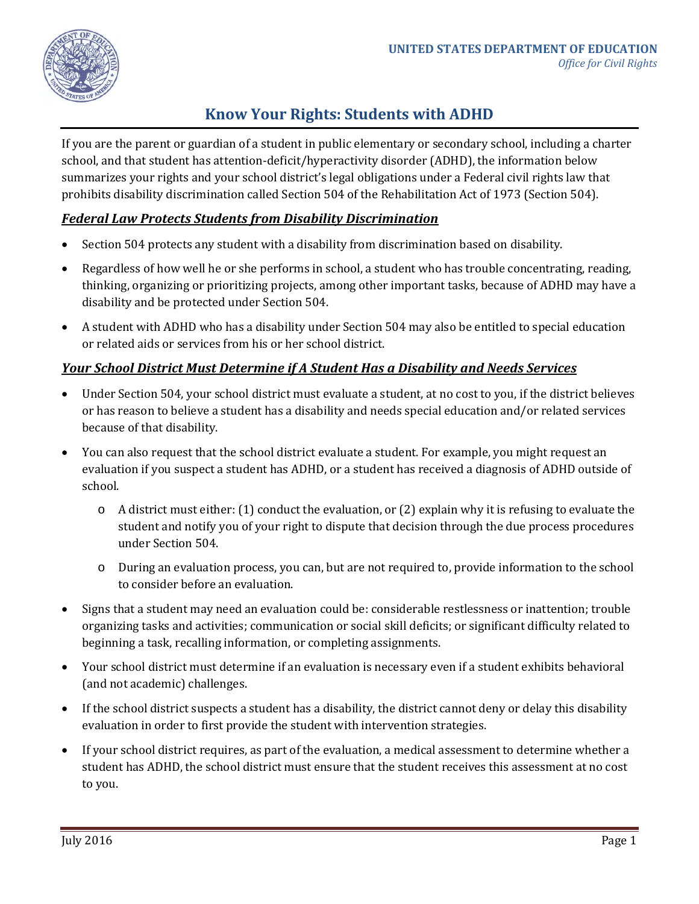UNITED STATES DEPARTMENT OF EDUCATION
*Office for Civil Rights*

# Know Your Rights: Students with ADHD

If you are the parent or guardian of a student in public elementary or secondary school, including a charter school, and that student has attention-deficit/hyperactivity disorder (ADHD), the information below summarizes your rights and your school district's legal obligations under a Federal civil rights law that prohibits disability discrimination called Section 504 of the Rehabilitation Act of 1973 (Section 504).

## ***Federal Law Protects Students from Disability Discrimination***

- Section 504 protects any student with a disability from discrimination based on disability.
- Regardless of how well he or she performs in school, a student who has trouble concentrating, reading, thinking, organizing or prioritizing projects, among other important tasks, because of ADHD may have a disability and be protected under Section 504.
- A student with ADHD who has a disability under Section 504 may also be entitled to special education or related aids or services from his or her school district.

## ***Your School District Must Determine if A Student Has a Disability and Needs Services***

- Under Section 504, your school district must evaluate a student, at no cost to you, if the district believes or has reason to believe a student has a disability and needs special education and/or related services because of that disability.
- You can also request that the school district evaluate a student. For example, you might request an evaluation if you suspect a student has ADHD, or a student has received a diagnosis of ADHD outside of school.
  - A district must either: (1) conduct the evaluation, or (2) explain why it is refusing to evaluate the student and notify you of your right to dispute that decision through the due process procedures under Section 504.
  - During an evaluation process, you can, but are not required to, provide information to the school to consider before an evaluation.
- Signs that a student may need an evaluation could be: considerable restlessness or inattention; trouble organizing tasks and activities; communication or social skill deficits; or significant difficulty related to beginning a task, recalling information, or completing assignments.
- Your school district must determine if an evaluation is necessary even if a student exhibits behavioral (and not academic) challenges.
- If the school district suspects a student has a disability, the district cannot deny or delay this disability evaluation in order to first provide the student with intervention strategies.
- If your school district requires, as part of the evaluation, a medical assessment to determine whether a student has ADHD, the school district must ensure that the student receives this assessment at no cost to you.

July 2016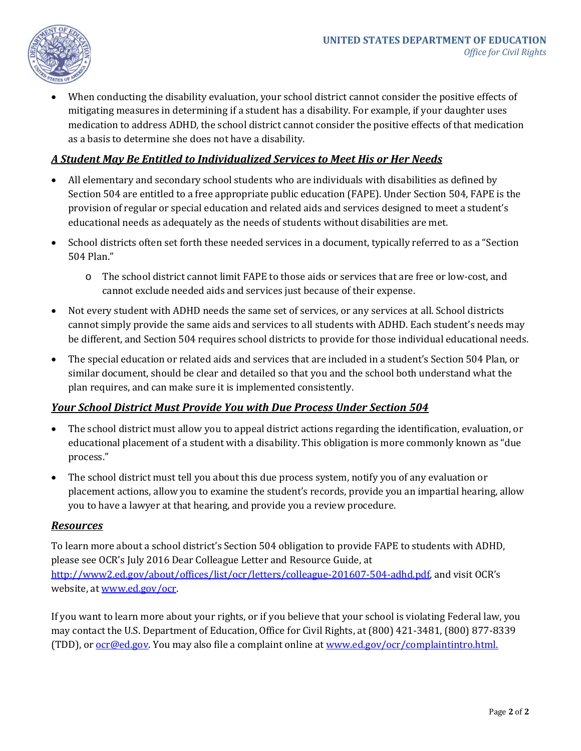- When conducting the disability evaluation, your school district cannot consider the positive effects of mitigating measures in determining if a student has a disability. For example, if your daughter uses medication to address ADHD, the school district cannot consider the positive effects of that medication as a basis to determine she does not have a disability.

## *A Student May Be Entitled to Individualized Services to Meet His or Her Needs*

- All elementary and secondary school students who are individuals with disabilities as defined by Section 504 are entitled to a free appropriate public education (FAPE). Under Section 504, FAPE is the provision of regular or special education and related aids and services designed to meet a student's educational needs as adequately as the needs of students without disabilities are met.
- School districts often set forth these needed services in a document, typically referred to as a "Section 504 Plan."
  - The school district cannot limit FAPE to those aids or services that are free or low-cost, and cannot exclude needed aids and services just because of their expense.
- Not every student with ADHD needs the same set of services, or any services at all. School districts cannot simply provide the same aids and services to all students with ADHD. Each student's needs may be different, and Section 504 requires school districts to provide for those individual educational needs.
- The special education or related aids and services that are included in a student's Section 504 Plan, or similar document, should be clear and detailed so that you and the school both understand what the plan requires, and can make sure it is implemented consistently.

## *Your School District Must Provide You with Due Process Under Section 504*

- The school district must allow you to appeal district actions regarding the identification, evaluation, or educational placement of a student with a disability. This obligation is more commonly known as "due process."
- The school district must tell you about this due process system, notify you of any evaluation or placement actions, allow you to examine the student's records, provide you an impartial hearing, allow you to have a lawyer at that hearing, and provide you a review procedure.

## *Resources*

To learn more about a school district's Section 504 obligation to provide FAPE to students with ADHD, please see OCR's July 2016 Dear Colleague Letter and Resource Guide, at http://www2.ed.gov/about/offices/list/ocr/letters/colleague-201607-504-adhd.pdf, and visit OCR's website, at www.ed.gov/ocr.

If you want to learn more about your rights, or if you believe that your school is violating Federal law, you may contact the U.S. Department of Education, Office for Civil Rights, at (800) 421-3481, (800) 877-8339 (TDD), or ocr@ed.gov. You may also file a complaint online at www.ed.gov/ocr/complaintintro.html.